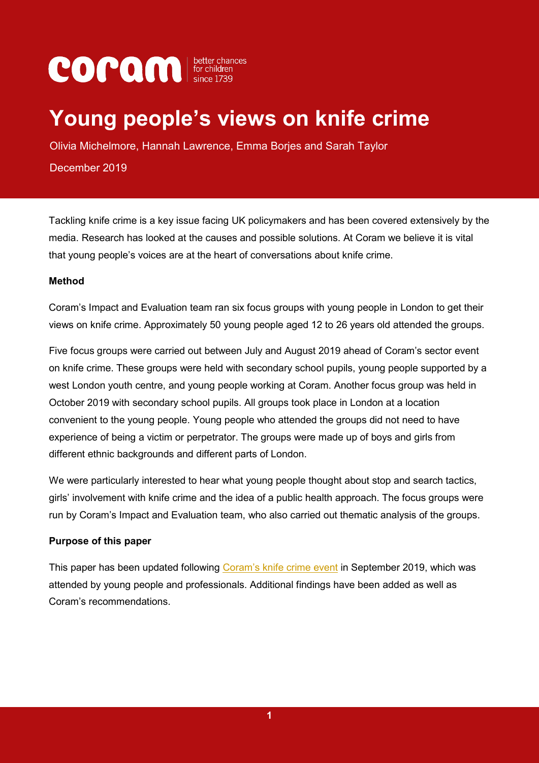coram | better chances for children since 1739

# Young people's views on knife crime

Olivia Michelmore, Hannah Lawrence, Emma Borjes and Sarah Taylor

December 2019

Tackling knife crime is a key issue facing UK policymakers and has been covered extensively by the media. Research has looked at the causes and possible solutions. At Coram we believe it is vital that young people's voices are at the heart of conversations about knife crime.

**Method**

Coram's Impact and Evaluation team ran six focus groups with young people in London to get their views on knife crime. Approximately 50 young people aged 12 to 26 years old attended the groups.

Five focus groups were carried out between July and August 2019 ahead of Coram's sector event on knife crime. These groups were held with secondary school pupils, young people supported by a west London youth centre, and young people working at Coram. Another focus group was held in October 2019 with secondary school pupils. All groups took place in London at a location convenient to the young people. Young people who attended the groups did not need to have experience of being a victim or perpetrator. The groups were made up of boys and girls from different ethnic backgrounds and different parts of London.

We were particularly interested to hear what young people thought about stop and search tactics, girls' involvement with knife crime and the idea of a public health approach. The focus groups were run by Coram's Impact and Evaluation team, who also carried out thematic analysis of the groups.

**Purpose of this paper**

This paper has been updated following Coram's knife crime event in September 2019, which was attended by young people and professionals. Additional findings have been added as well as Coram's recommendations.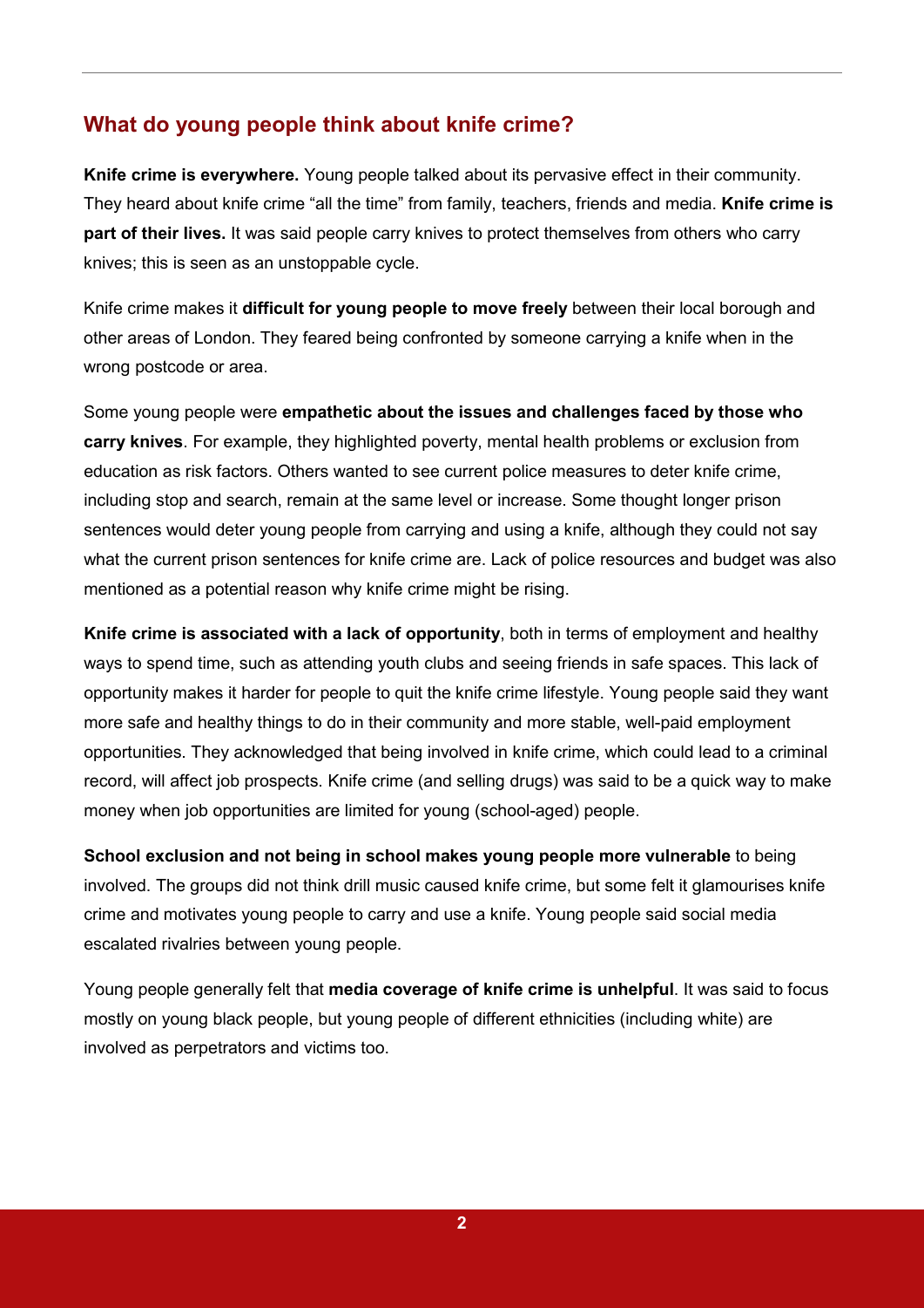## What do young people think about knife crime?

**Knife crime is everywhere.** Young people talked about its pervasive effect in their community. They heard about knife crime "all the time" from family, teachers, friends and media. **Knife crime is part of their lives.** It was said people carry knives to protect themselves from others who carry knives; this is seen as an unstoppable cycle.

Knife crime makes it **difficult for young people to move freely** between their local borough and other areas of London. They feared being confronted by someone carrying a knife when in the wrong postcode or area.

Some young people were **empathetic about the issues and challenges faced by those who carry knives**. For example, they highlighted poverty, mental health problems or exclusion from education as risk factors. Others wanted to see current police measures to deter knife crime, including stop and search, remain at the same level or increase. Some thought longer prison sentences would deter young people from carrying and using a knife, although they could not say what the current prison sentences for knife crime are. Lack of police resources and budget was also mentioned as a potential reason why knife crime might be rising.

**Knife crime is associated with a lack of opportunity**, both in terms of employment and healthy ways to spend time, such as attending youth clubs and seeing friends in safe spaces. This lack of opportunity makes it harder for people to quit the knife crime lifestyle. Young people said they want more safe and healthy things to do in their community and more stable, well-paid employment opportunities. They acknowledged that being involved in knife crime, which could lead to a criminal record, will affect job prospects. Knife crime (and selling drugs) was said to be a quick way to make money when job opportunities are limited for young (school-aged) people.

**School exclusion and not being in school makes young people more vulnerable** to being involved. The groups did not think drill music caused knife crime, but some felt it glamourises knife crime and motivates young people to carry and use a knife. Young people said social media escalated rivalries between young people.

Young people generally felt that **media coverage of knife crime is unhelpful**. It was said to focus mostly on young black people, but young people of different ethnicities (including white) are involved as perpetrators and victims too.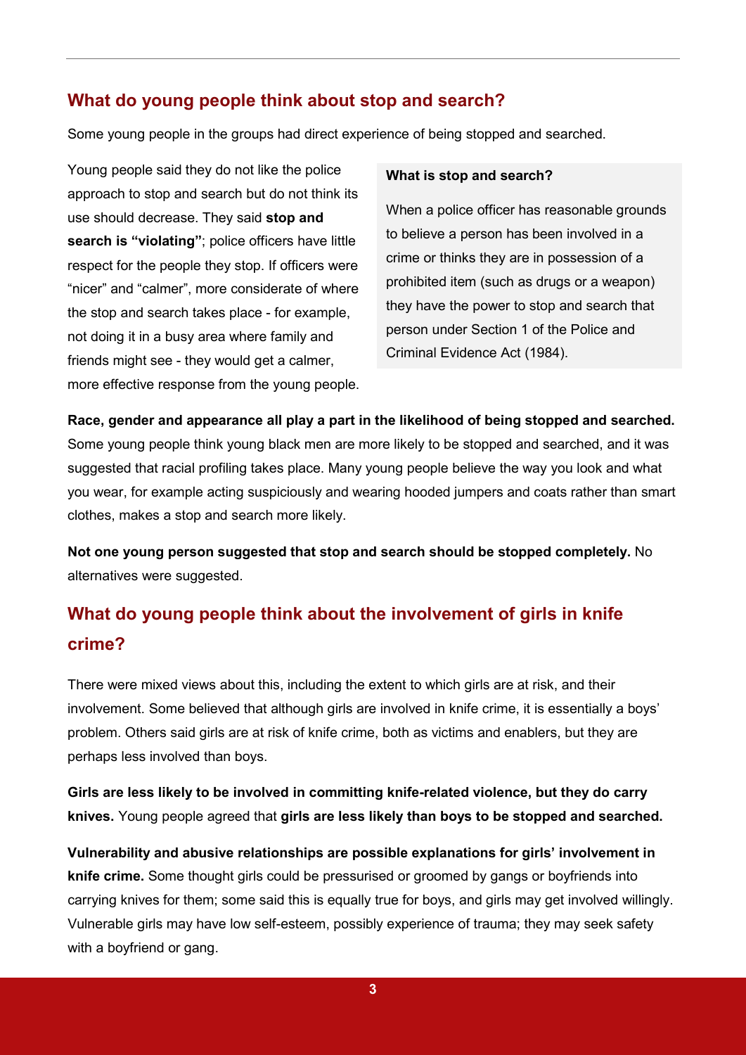## What do young people think about stop and search?

Some young people in the groups had direct experience of being stopped and searched.

Young people said they do not like the police approach to stop and search but do not think its use should decrease. They said **stop and search is "violating"**; police officers have little respect for the people they stop. If officers were "nicer" and "calmer", more considerate of where the stop and search takes place - for example, not doing it in a busy area where family and friends might see - they would get a calmer, more effective response from the young people.

**What is stop and search?**

When a police officer has reasonable grounds to believe a person has been involved in a crime or thinks they are in possession of a prohibited item (such as drugs or a weapon) they have the power to stop and search that person under Section 1 of the Police and Criminal Evidence Act (1984).

**Race, gender and appearance all play a part in the likelihood of being stopped and searched.** Some young people think young black men are more likely to be stopped and searched, and it was suggested that racial profiling takes place. Many young people believe the way you look and what you wear, for example acting suspiciously and wearing hooded jumpers and coats rather than smart clothes, makes a stop and search more likely.

**Not one young person suggested that stop and search should be stopped completely.** No alternatives were suggested.

## What do young people think about the involvement of girls in knife crime?

There were mixed views about this, including the extent to which girls are at risk, and their involvement. Some believed that although girls are involved in knife crime, it is essentially a boys' problem. Others said girls are at risk of knife crime, both as victims and enablers, but they are perhaps less involved than boys.

**Girls are less likely to be involved in committing knife-related violence, but they do carry knives.** Young people agreed that **girls are less likely than boys to be stopped and searched.**

**Vulnerability and abusive relationships are possible explanations for girls' involvement in knife crime.** Some thought girls could be pressurised or groomed by gangs or boyfriends into carrying knives for them; some said this is equally true for boys, and girls may get involved willingly. Vulnerable girls may have low self-esteem, possibly experience of trauma; they may seek safety with a boyfriend or gang.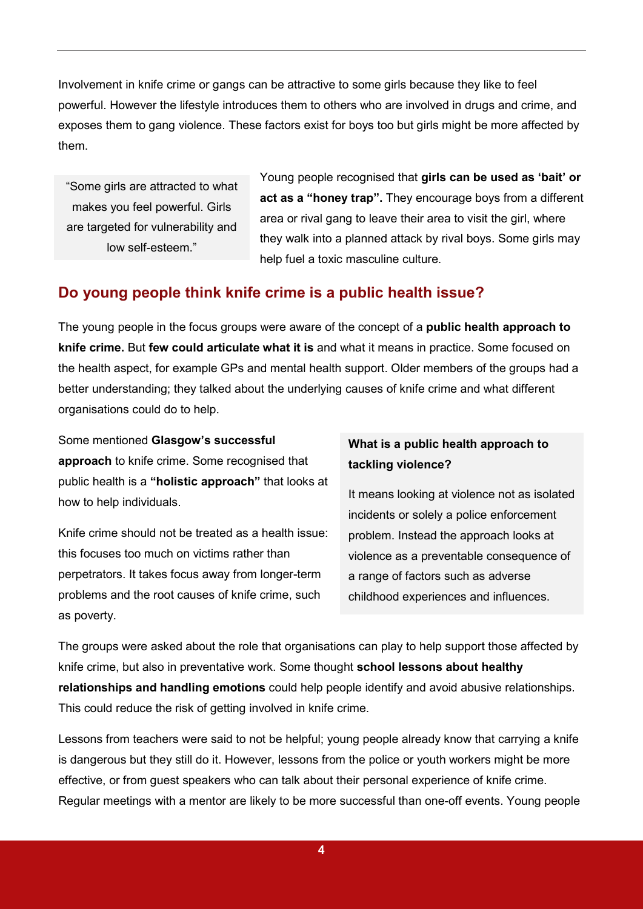Involvement in knife crime or gangs can be attractive to some girls because they like to feel powerful. However the lifestyle introduces them to others who are involved in drugs and crime, and exposes them to gang violence. These factors exist for boys too but girls might be more affected by them.

> "Some girls are attracted to what makes you feel powerful. Girls are targeted for vulnerability and low self-esteem."

Young people recognised that **girls can be used as 'bait' or act as a "honey trap".** They encourage boys from a different area or rival gang to leave their area to visit the girl, where they walk into a planned attack by rival boys. Some girls may help fuel a toxic masculine culture.

## Do young people think knife crime is a public health issue?

The young people in the focus groups were aware of the concept of a **public health approach to knife crime.** But **few could articulate what it is** and what it means in practice. Some focused on the health aspect, for example GPs and mental health support. Older members of the groups had a better understanding; they talked about the underlying causes of knife crime and what different organisations could do to help.

Some mentioned **Glasgow's successful approach** to knife crime. Some recognised that public health is a **"holistic approach"** that looks at how to help individuals.

Knife crime should not be treated as a health issue: this focuses too much on victims rather than perpetrators. It takes focus away from longer-term problems and the root causes of knife crime, such as poverty.

> **What is a public health approach to tackling violence?**
>
> It means looking at violence not as isolated incidents or solely a police enforcement problem. Instead the approach looks at violence as a preventable consequence of a range of factors such as adverse childhood experiences and influences.

The groups were asked about the role that organisations can play to help support those affected by knife crime, but also in preventative work. Some thought **school lessons about healthy relationships and handling emotions** could help people identify and avoid abusive relationships. This could reduce the risk of getting involved in knife crime.

Lessons from teachers were said to not be helpful; young people already know that carrying a knife is dangerous but they still do it. However, lessons from the police or youth workers might be more effective, or from guest speakers who can talk about their personal experience of knife crime. Regular meetings with a mentor are likely to be more successful than one-off events. Young people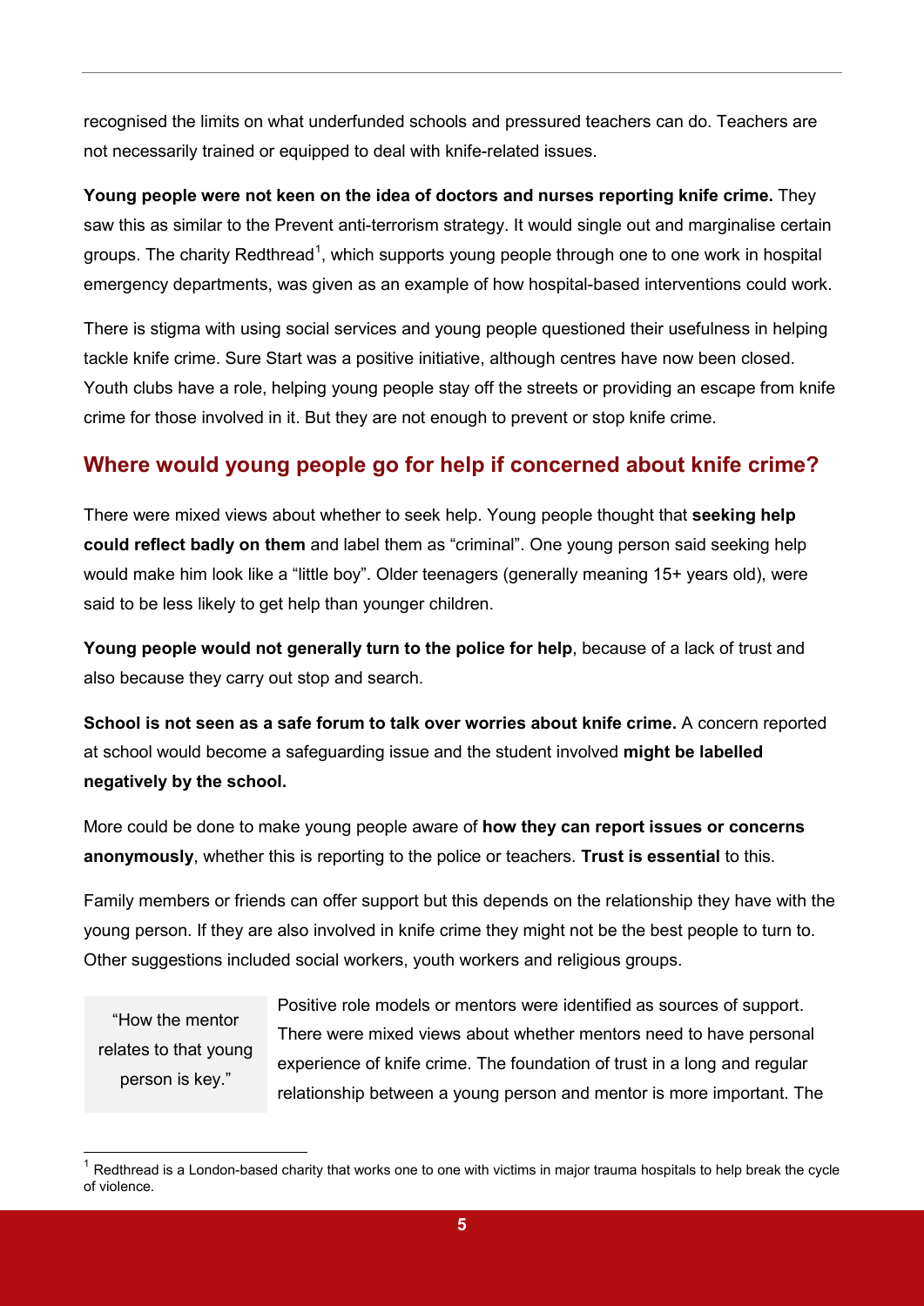recognised the limits on what underfunded schools and pressured teachers can do. Teachers are not necessarily trained or equipped to deal with knife-related issues.

**Young people were not keen on the idea of doctors and nurses reporting knife crime.** They saw this as similar to the Prevent anti-terrorism strategy. It would single out and marginalise certain groups. The charity Redthread[1], which supports young people through one to one work in hospital emergency departments, was given as an example of how hospital-based interventions could work.

There is stigma with using social services and young people questioned their usefulness in helping tackle knife crime. Sure Start was a positive initiative, although centres have now been closed. Youth clubs have a role, helping young people stay off the streets or providing an escape from knife crime for those involved in it. But they are not enough to prevent or stop knife crime.

## Where would young people go for help if concerned about knife crime?

There were mixed views about whether to seek help. Young people thought that **seeking help could reflect badly on them** and label them as "criminal". One young person said seeking help would make him look like a "little boy". Older teenagers (generally meaning 15+ years old), were said to be less likely to get help than younger children.

**Young people would not generally turn to the police for help**, because of a lack of trust and also because they carry out stop and search.

**School is not seen as a safe forum to talk over worries about knife crime.** A concern reported at school would become a safeguarding issue and the student involved **might be labelled negatively by the school.**

More could be done to make young people aware of **how they can report issues or concerns anonymously**, whether this is reporting to the police or teachers. **Trust is essential** to this.

Family members or friends can offer support but this depends on the relationship they have with the young person. If they are also involved in knife crime they might not be the best people to turn to. Other suggestions included social workers, youth workers and religious groups.

> "How the mentor relates to that young person is key."

Positive role models or mentors were identified as sources of support. There were mixed views about whether mentors need to have personal experience of knife crime. The foundation of trust in a long and regular relationship between a young person and mentor is more important. The

[1] Redthread is a London-based charity that works one to one with victims in major trauma hospitals to help break the cycle of violence.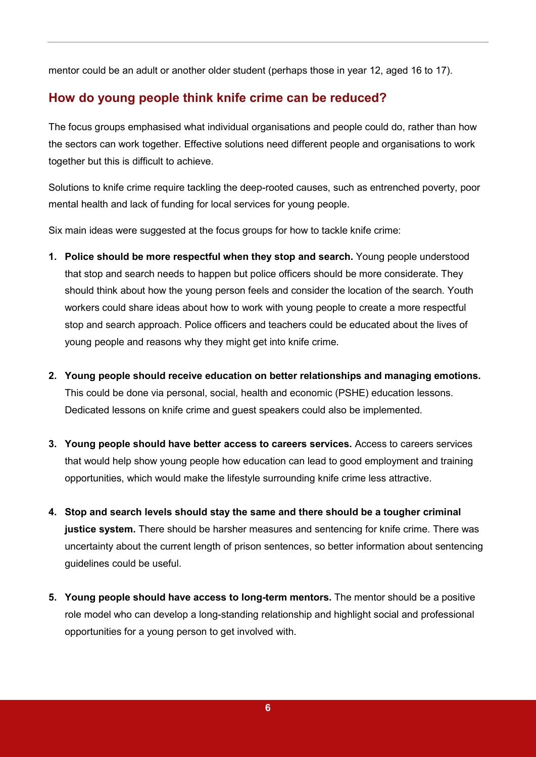mentor could be an adult or another older student (perhaps those in year 12, aged 16 to 17).

## How do young people think knife crime can be reduced?

The focus groups emphasised what individual organisations and people could do, rather than how the sectors can work together. Effective solutions need different people and organisations to work together but this is difficult to achieve.

Solutions to knife crime require tackling the deep-rooted causes, such as entrenched poverty, poor mental health and lack of funding for local services for young people.

Six main ideas were suggested at the focus groups for how to tackle knife crime:

1. **Police should be more respectful when they stop and search.** Young people understood that stop and search needs to happen but police officers should be more considerate. They should think about how the young person feels and consider the location of the search. Youth workers could share ideas about how to work with young people to create a more respectful stop and search approach. Police officers and teachers could be educated about the lives of young people and reasons why they might get into knife crime.

2. **Young people should receive education on better relationships and managing emotions.** This could be done via personal, social, health and economic (PSHE) education lessons. Dedicated lessons on knife crime and guest speakers could also be implemented.

3. **Young people should have better access to careers services.** Access to careers services that would help show young people how education can lead to good employment and training opportunities, which would make the lifestyle surrounding knife crime less attractive.

4. **Stop and search levels should stay the same and there should be a tougher criminal justice system.** There should be harsher measures and sentencing for knife crime. There was uncertainty about the current length of prison sentences, so better information about sentencing guidelines could be useful.

5. **Young people should have access to long-term mentors.** The mentor should be a positive role model who can develop a long-standing relationship and highlight social and professional opportunities for a young person to get involved with.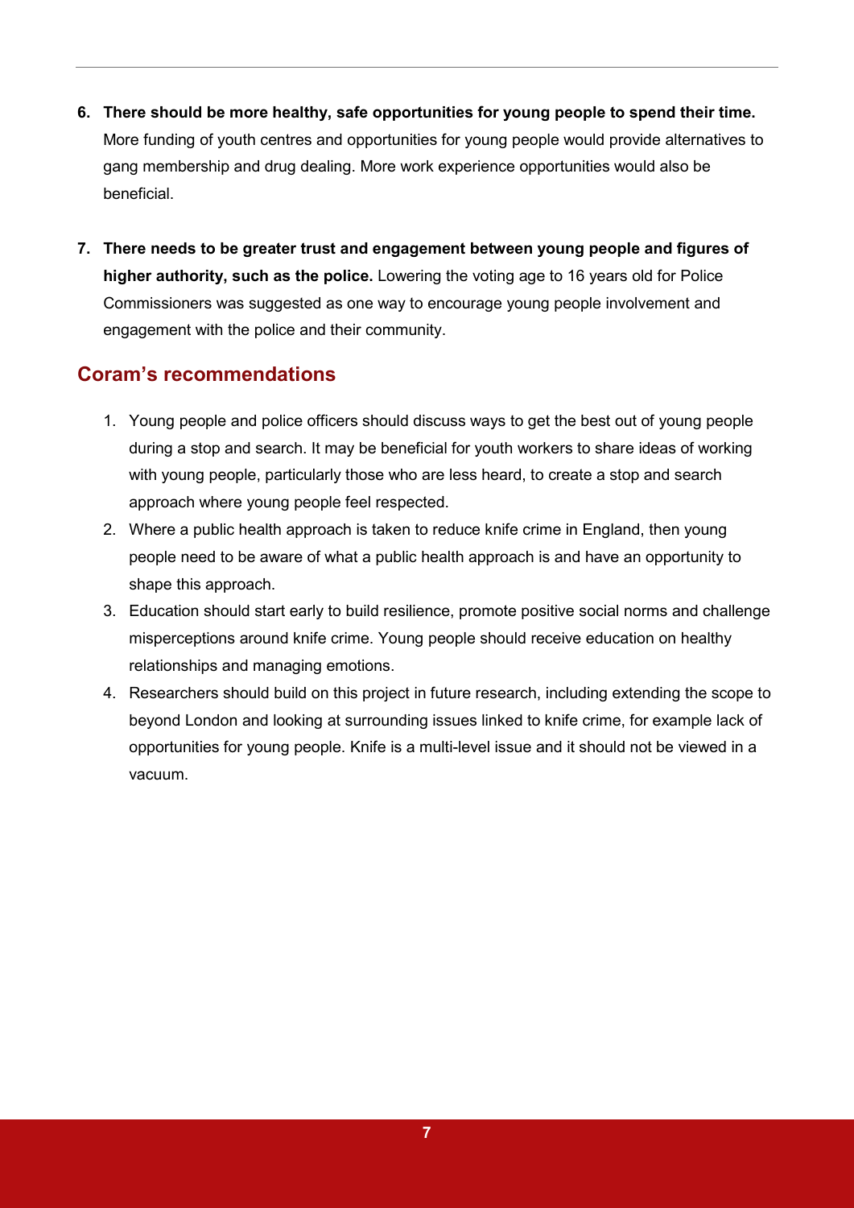6. **There should be more healthy, safe opportunities for young people to spend their time.** More funding of youth centres and opportunities for young people would provide alternatives to gang membership and drug dealing. More work experience opportunities would also be beneficial.

7. **There needs to be greater trust and engagement between young people and figures of higher authority, such as the police.** Lowering the voting age to 16 years old for Police Commissioners was suggested as one way to encourage young people involvement and engagement with the police and their community.

## Coram's recommendations

1. Young people and police officers should discuss ways to get the best out of young people during a stop and search. It may be beneficial for youth workers to share ideas of working with young people, particularly those who are less heard, to create a stop and search approach where young people feel respected.
2. Where a public health approach is taken to reduce knife crime in England, then young people need to be aware of what a public health approach is and have an opportunity to shape this approach.
3. Education should start early to build resilience, promote positive social norms and challenge misperceptions around knife crime. Young people should receive education on healthy relationships and managing emotions.
4. Researchers should build on this project in future research, including extending the scope to beyond London and looking at surrounding issues linked to knife crime, for example lack of opportunities for young people. Knife is a multi-level issue and it should not be viewed in a vacuum.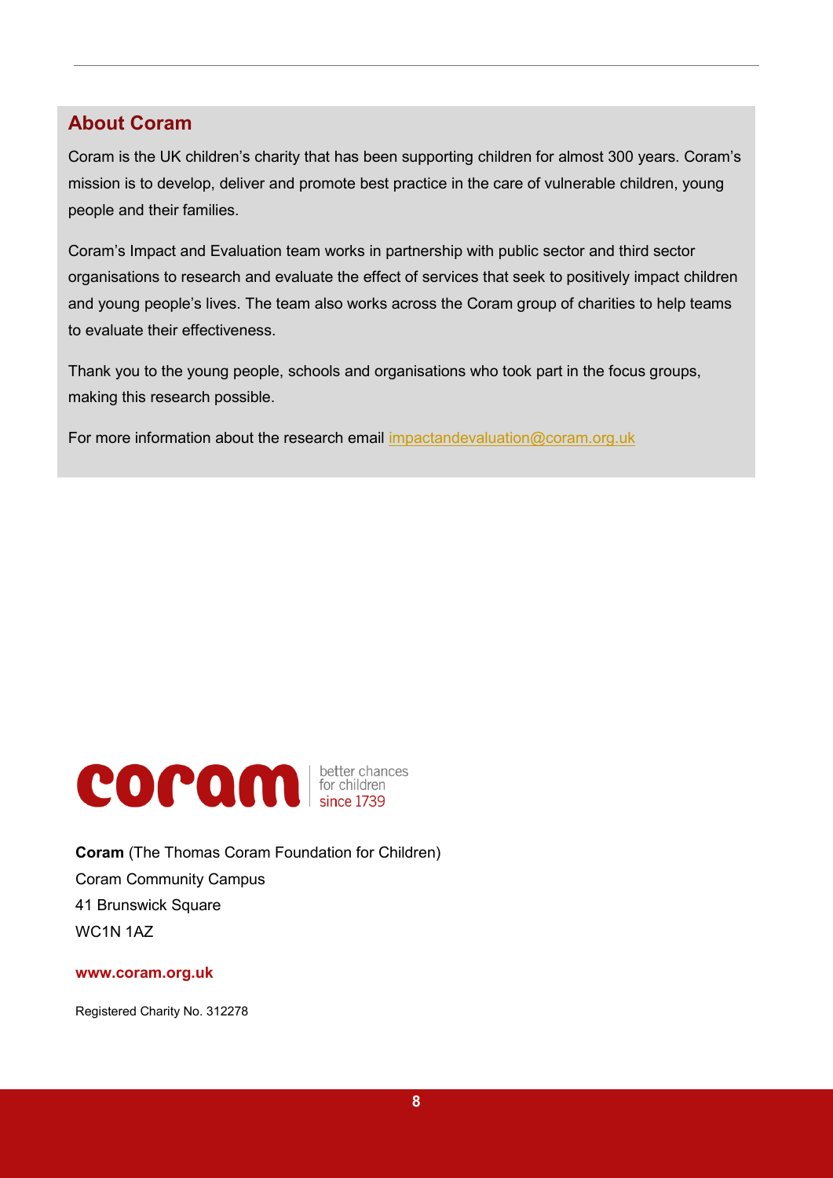## About Coram

Coram is the UK children's charity that has been supporting children for almost 300 years. Coram's mission is to develop, deliver and promote best practice in the care of vulnerable children, young people and their families.

Coram's Impact and Evaluation team works in partnership with public sector and third sector organisations to research and evaluate the effect of services that seek to positively impact children and young people's lives. The team also works across the Coram group of charities to help teams to evaluate their effectiveness.

Thank you to the young people, schools and organisations who took part in the focus groups, making this research possible.

For more information about the research email impactandevaluation@coram.org.uk

coram better chances for children since 1739

**Coram** (The Thomas Coram Foundation for Children)
Coram Community Campus
41 Brunswick Square
WC1N 1AZ

**www.coram.org.uk**

Registered Charity No. 312278